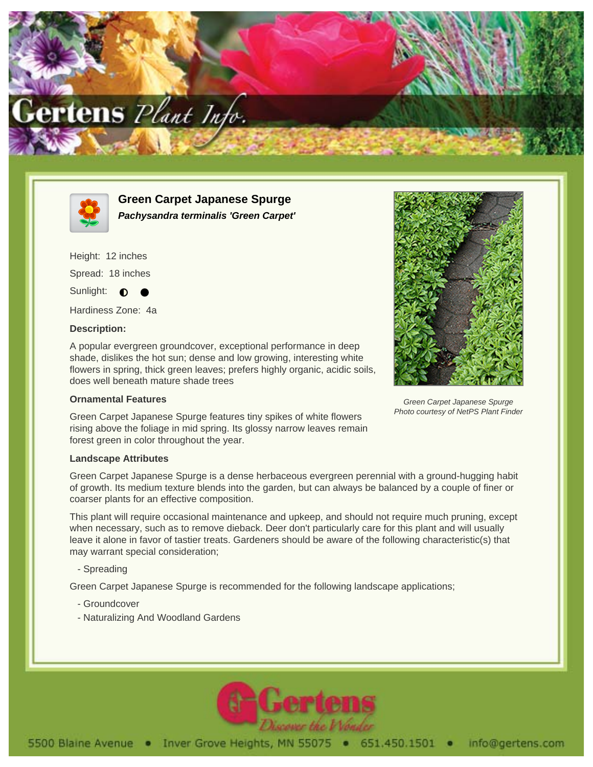# Green Carpet Japanese Spurge

***Pachysandra terminalis 'Green Carpet'***

Height: 12 inches

Spread: 18 inches

Sunlight: ◐ ●

Hardiness Zone: 4a

**Description:**

A popular evergreen groundcover, exceptional performance in deep shade, dislikes the hot sun; dense and low growing, interesting white flowers in spring, thick green leaves; prefers highly organic, acidic soils, does well beneath mature shade trees

*Green Carpet Japanese Spurge*
*Photo courtesy of NetPS Plant Finder*

**Ornamental Features**

Green Carpet Japanese Spurge features tiny spikes of white flowers rising above the foliage in mid spring. Its glossy narrow leaves remain forest green in color throughout the year.

**Landscape Attributes**

Green Carpet Japanese Spurge is a dense herbaceous evergreen perennial with a ground-hugging habit of growth. Its medium texture blends into the garden, but can always be balanced by a couple of finer or coarser plants for an effective composition.

This plant will require occasional maintenance and upkeep, and should not require much pruning, except when necessary, such as to remove dieback. Deer don't particularly care for this plant and will usually leave it alone in favor of tastier treats. Gardeners should be aware of the following characteristic(s) that may warrant special consideration;

- Spreading

Green Carpet Japanese Spurge is recommended for the following landscape applications;

- Groundcover
- Naturalizing And Woodland Gardens

5500 Blaine Avenue • Inver Grove Heights, MN 55075 • 651.450.1501 • info@gertens.com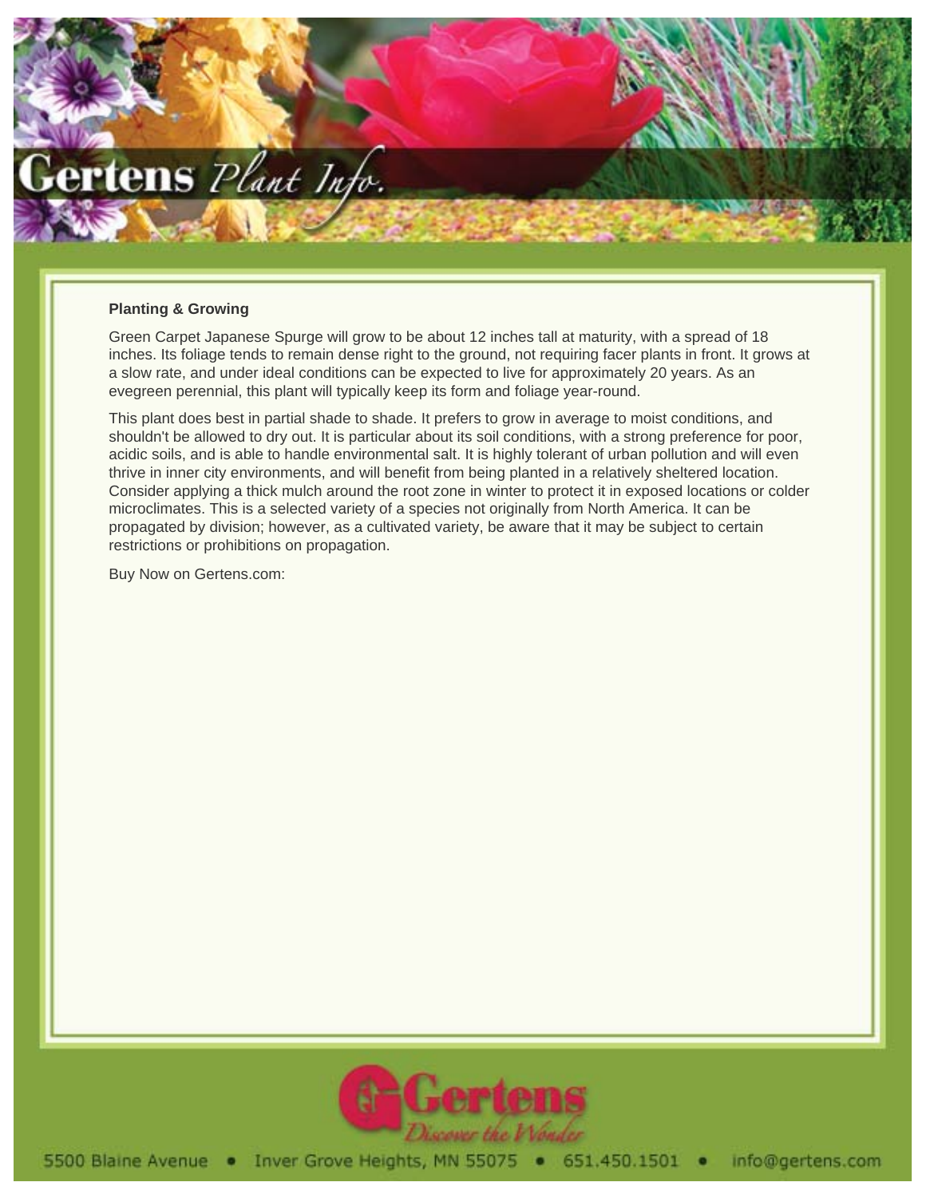**Planting & Growing**

Green Carpet Japanese Spurge will grow to be about 12 inches tall at maturity, with a spread of 18 inches. Its foliage tends to remain dense right to the ground, not requiring facer plants in front. It grows at a slow rate, and under ideal conditions can be expected to live for approximately 20 years. As an evegreen perennial, this plant will typically keep its form and foliage year-round.

This plant does best in partial shade to shade. It prefers to grow in average to moist conditions, and shouldn't be allowed to dry out. It is particular about its soil conditions, with a strong preference for poor, acidic soils, and is able to handle environmental salt. It is highly tolerant of urban pollution and will even thrive in inner city environments, and will benefit from being planted in a relatively sheltered location. Consider applying a thick mulch around the root zone in winter to protect it in exposed locations or colder microclimates. This is a selected variety of a species not originally from North America. It can be propagated by division; however, as a cultivated variety, be aware that it may be subject to certain restrictions or prohibitions on propagation.

Buy Now on Gertens.com:

5500 Blaine Avenue • Inver Grove Heights, MN 55075 • 651.450.1501 • info@gertens.com